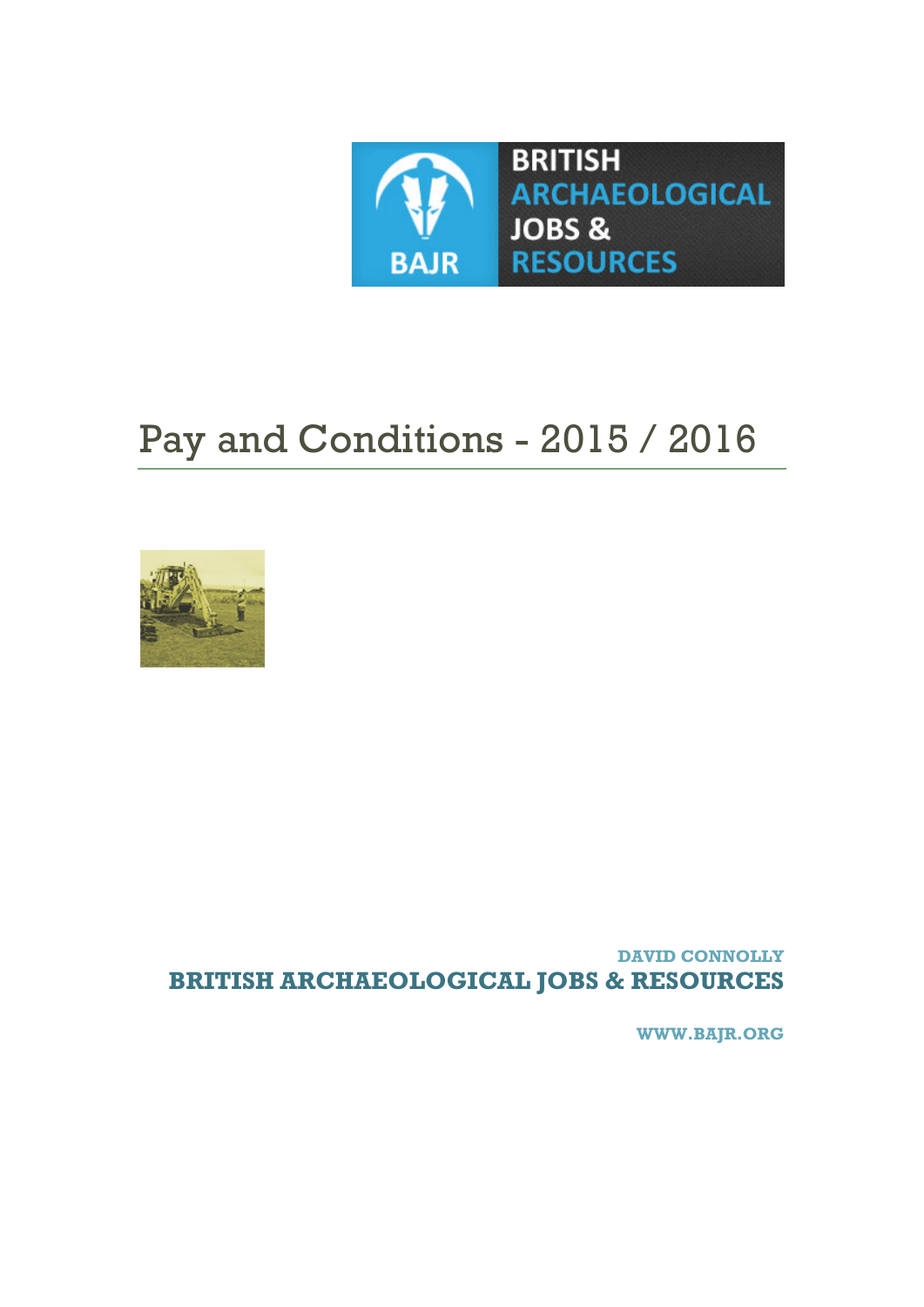# Pay and Conditions - 2015 / 2016

**DAVID CONNOLLY**

**BRITISH ARCHAEOLOGICAL JOBS & RESOURCES**

**WWW.BAJR.ORG**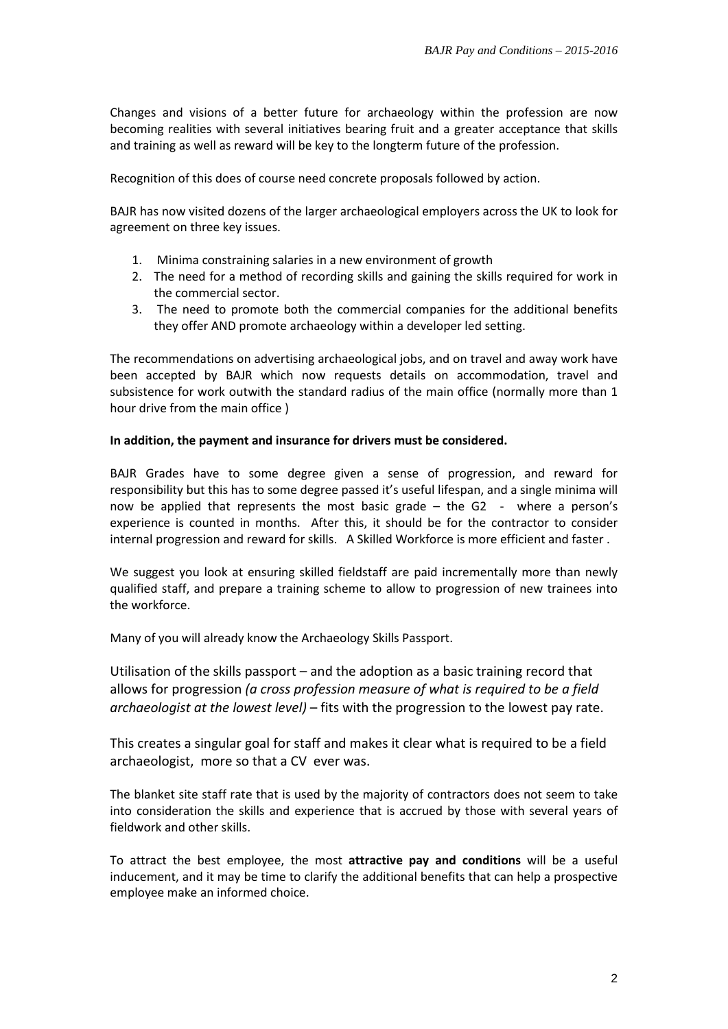Changes and visions of a better future for archaeology within the profession are now becoming realities with several initiatives bearing fruit and a greater acceptance that skills and training as well as reward will be key to the longterm future of the profession.

Recognition of this does of course need concrete proposals followed by action.

BAJR has now visited dozens of the larger archaeological employers across the UK to look for agreement on three key issues.

1. Minima constraining salaries in a new environment of growth
2. The need for a method of recording skills and gaining the skills required for work in the commercial sector.
3. The need to promote both the commercial companies for the additional benefits they offer AND promote archaeology within a developer led setting.

The recommendations on advertising archaeological jobs, and on travel and away work have been accepted by BAJR which now requests details on accommodation, travel and subsistence for work outwith the standard radius of the main office (normally more than 1 hour drive from the main office )

**In addition, the payment and insurance for drivers must be considered.**

BAJR Grades have to some degree given a sense of progression, and reward for responsibility but this has to some degree passed it's useful lifespan, and a single minima will now be applied that represents the most basic grade – the G2 - where a person's experience is counted in months. After this, it should be for the contractor to consider internal progression and reward for skills. A Skilled Workforce is more efficient and faster .

We suggest you look at ensuring skilled fieldstaff are paid incrementally more than newly qualified staff, and prepare a training scheme to allow to progression of new trainees into the workforce.

Many of you will already know the Archaeology Skills Passport.

Utilisation of the skills passport – and the adoption as a basic training record that allows for progression *(a cross profession measure of what is required to be a field archaeologist at the lowest level)* – fits with the progression to the lowest pay rate.

This creates a singular goal for staff and makes it clear what is required to be a field archaeologist, more so that a CV ever was.

The blanket site staff rate that is used by the majority of contractors does not seem to take into consideration the skills and experience that is accrued by those with several years of fieldwork and other skills.

To attract the best employee, the most **attractive pay and conditions** will be a useful inducement, and it may be time to clarify the additional benefits that can help a prospective employee make an informed choice.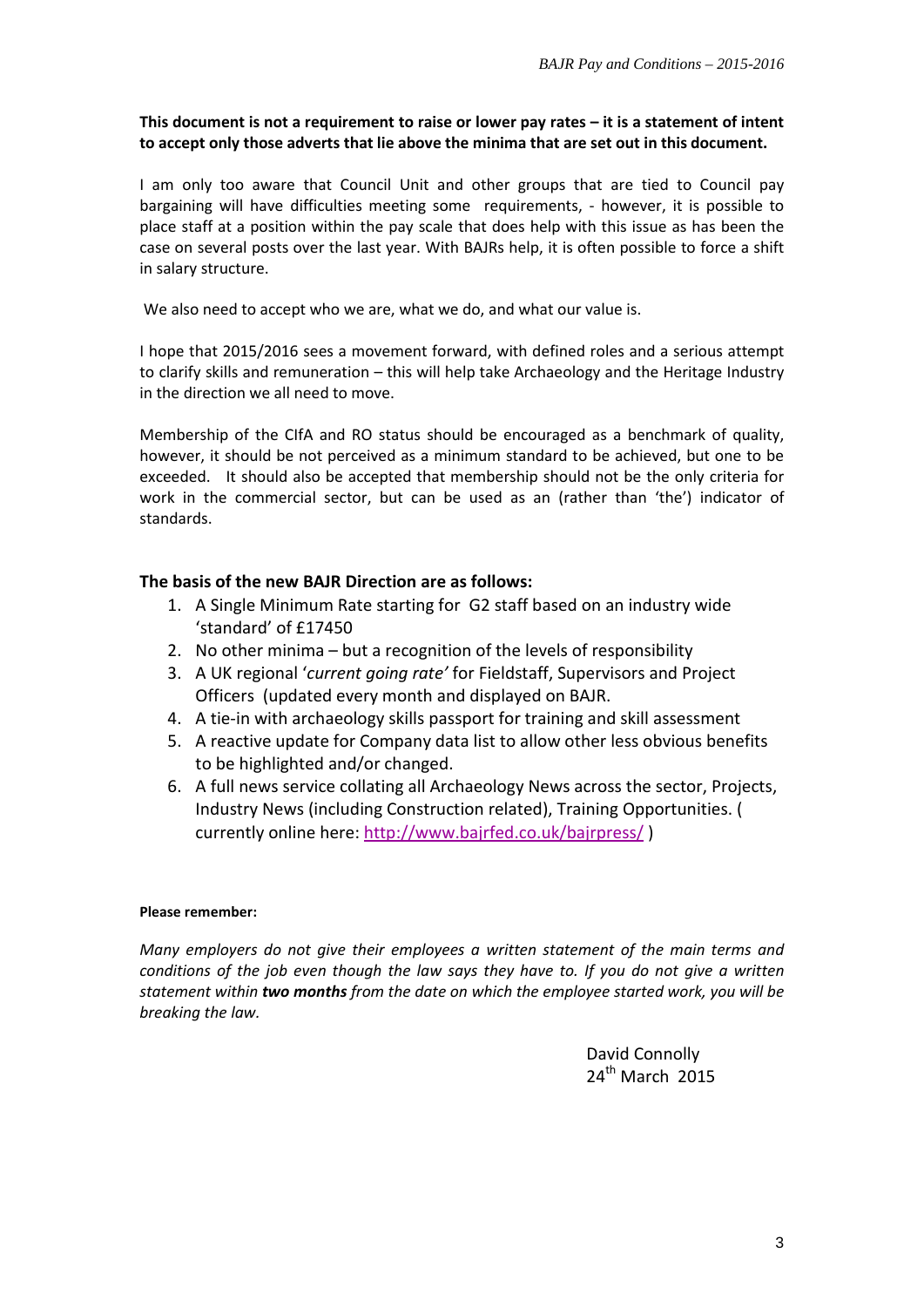**This document is not a requirement to raise or lower pay rates – it is a statement of intent to accept only those adverts that lie above the minima that are set out in this document.**

I am only too aware that Council Unit and other groups that are tied to Council pay bargaining will have difficulties meeting some requirements, - however, it is possible to place staff at a position within the pay scale that does help with this issue as has been the case on several posts over the last year. With BAJRs help, it is often possible to force a shift in salary structure.

We also need to accept who we are, what we do, and what our value is.

I hope that 2015/2016 sees a movement forward, with defined roles and a serious attempt to clarify skills and remuneration – this will help take Archaeology and the Heritage Industry in the direction we all need to move.

Membership of the CIfA and RO status should be encouraged as a benchmark of quality, however, it should be not perceived as a minimum standard to be achieved, but one to be exceeded. It should also be accepted that membership should not be the only criteria for work in the commercial sector, but can be used as an (rather than 'the') indicator of standards.

## The basis of the new BAJR Direction are as follows:

1. A Single Minimum Rate starting for G2 staff based on an industry wide 'standard' of £17450
2. No other minima – but a recognition of the levels of responsibility
3. A UK regional '*current going rate'* for Fieldstaff, Supervisors and Project Officers (updated every month and displayed on BAJR.
4. A tie-in with archaeology skills passport for training and skill assessment
5. A reactive update for Company data list to allow other less obvious benefits to be highlighted and/or changed.
6. A full news service collating all Archaeology News across the sector, Projects, Industry News (including Construction related), Training Opportunities. ( currently online here: http://www.bajrfed.co.uk/bajrpress/ )

**Please remember:**

*Many employers do not give their employees a written statement of the main terms and conditions of the job even though the law says they have to. If you do not give a written statement within **two months** from the date on which the employee started work, you will be breaking the law.*

David Connolly
24th March 2015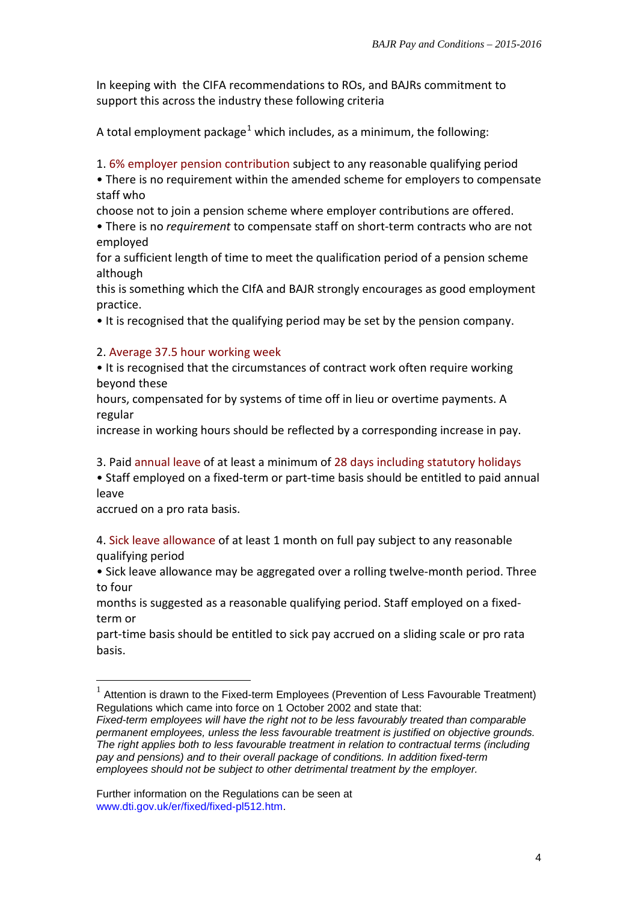In keeping with the CIFA recommendations to ROs, and BAJRs commitment to support this across the industry these following criteria

A total employment package[1] which includes, as a minimum, the following:

1. 6% employer pension contribution subject to any reasonable qualifying period

- There is no requirement within the amended scheme for employers to compensate staff who choose not to join a pension scheme where employer contributions are offered.
- There is no *requirement* to compensate staff on short-term contracts who are not employed for a sufficient length of time to meet the qualification period of a pension scheme although this is something which the CIfA and BAJR strongly encourages as good employment practice.
- It is recognised that the qualifying period may be set by the pension company.

2. Average 37.5 hour working week

- It is recognised that the circumstances of contract work often require working beyond these hours, compensated for by systems of time off in lieu or overtime payments. A regular increase in working hours should be reflected by a corresponding increase in pay.

3. Paid annual leave of at least a minimum of 28 days including statutory holidays

- Staff employed on a fixed-term or part-time basis should be entitled to paid annual leave accrued on a pro rata basis.

4. Sick leave allowance of at least 1 month on full pay subject to any reasonable qualifying period

- Sick leave allowance may be aggregated over a rolling twelve-month period. Three to four months is suggested as a reasonable qualifying period. Staff employed on a fixed-term or part-time basis should be entitled to sick pay accrued on a sliding scale or pro rata basis.

---

[1] Attention is drawn to the Fixed-term Employees (Prevention of Less Favourable Treatment) Regulations which came into force on 1 October 2002 and state that:
*Fixed-term employees will have the right not to be less favourably treated than comparable permanent employees, unless the less favourable treatment is justified on objective grounds. The right applies both to less favourable treatment in relation to contractual terms (including pay and pensions) and to their overall package of conditions. In addition fixed-term employees should not be subject to other detrimental treatment by the employer.*

Further information on the Regulations can be seen at www.dti.gov.uk/er/fixed/fixed-pl512.htm.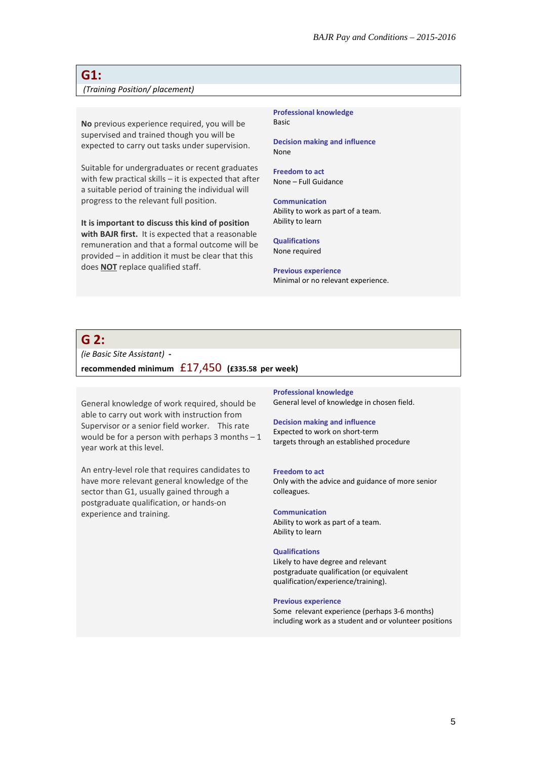## G1:

*(Training Position/ placement)*

**No** previous experience required, you will be supervised and trained though you will be expected to carry out tasks under supervision.

Suitable for undergraduates or recent graduates with few practical skills – it is expected that after a suitable period of training the individual will progress to the relevant full position.

**It is important to discuss this kind of position with BAJR first.** It is expected that a reasonable remuneration and that a formal outcome will be provided – in addition it must be clear that this does **NOT** replace qualified staff.

**Professional knowledge**
Basic

**Decision making and influence**
None

**Freedom to act**
None – Full Guidance

**Communication**
Ability to work as part of a team.
Ability to learn

**Qualifications**
None required

**Previous experience**
Minimal or no relevant experience.

## G 2:

*(ie Basic Site Assistant)* -

**recommended minimum** £17,450 **(£335.58 per week)**

General knowledge of work required, should be able to carry out work with instruction from Supervisor or a senior field worker. This rate would be for a person with perhaps 3 months – 1 year work at this level.

An entry-level role that requires candidates to have more relevant general knowledge of the sector than G1, usually gained through a postgraduate qualification, or hands-on experience and training.

**Professional knowledge**
General level of knowledge in chosen field.

**Decision making and influence**
Expected to work on short-term targets through an established procedure

**Freedom to act**
Only with the advice and guidance of more senior colleagues.

**Communication**
Ability to work as part of a team.
Ability to learn

**Qualifications**
Likely to have degree and relevant postgraduate qualification (or equivalent qualification/experience/training).

**Previous experience**
Some relevant experience (perhaps 3-6 months) including work as a student and or volunteer positions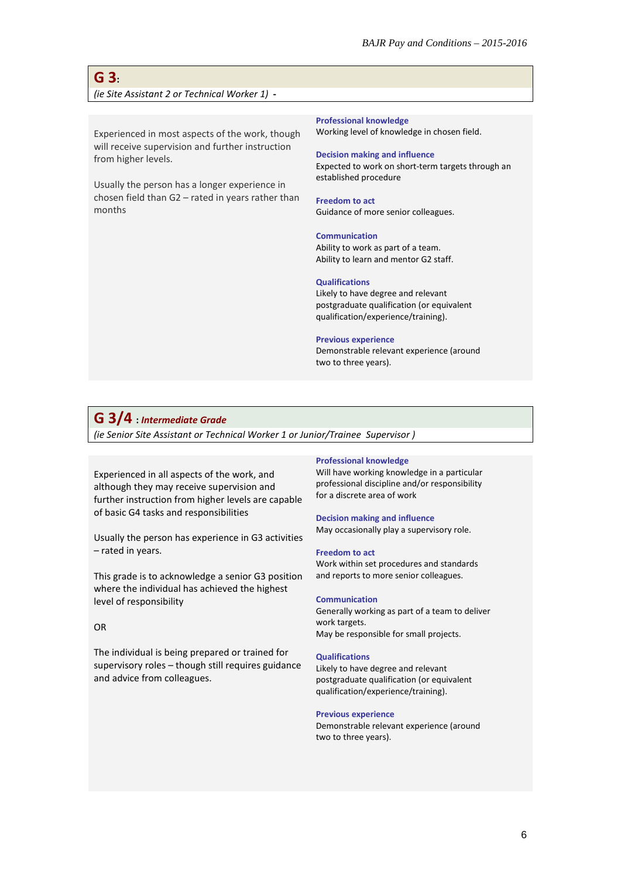## G 3:

*(ie Site Assistant 2 or Technical Worker 1) -*

Experienced in most aspects of the work, though will receive supervision and further instruction from higher levels.

Usually the person has a longer experience in chosen field than G2 – rated in years rather than months

**Professional knowledge**
Working level of knowledge in chosen field.

**Decision making and influence**
Expected to work on short-term targets through an established procedure

**Freedom to act**
Guidance of more senior colleagues.

**Communication**
Ability to work as part of a team.
Ability to learn and mentor G2 staff.

**Qualifications**
Likely to have degree and relevant postgraduate qualification (or equivalent qualification/experience/training).

**Previous experience**
Demonstrable relevant experience (around two to three years).

## G 3/4 : *Intermediate Grade*

*(ie Senior Site Assistant or Technical Worker 1 or Junior/Trainee Supervisor )*

Experienced in all aspects of the work, and although they may receive supervision and further instruction from higher levels are capable of basic G4 tasks and responsibilities

Usually the person has experience in G3 activities – rated in years.

This grade is to acknowledge a senior G3 position where the individual has achieved the highest level of responsibility

OR

The individual is being prepared or trained for supervisory roles – though still requires guidance and advice from colleagues.

**Professional knowledge**
Will have working knowledge in a particular professional discipline and/or responsibility for a discrete area of work

**Decision making and influence**
May occasionally play a supervisory role.

**Freedom to act**
Work within set procedures and standards and reports to more senior colleagues.

**Communication**
Generally working as part of a team to deliver work targets.
May be responsible for small projects.

**Qualifications**
Likely to have degree and relevant postgraduate qualification (or equivalent qualification/experience/training).

**Previous experience**
Demonstrable relevant experience (around two to three years).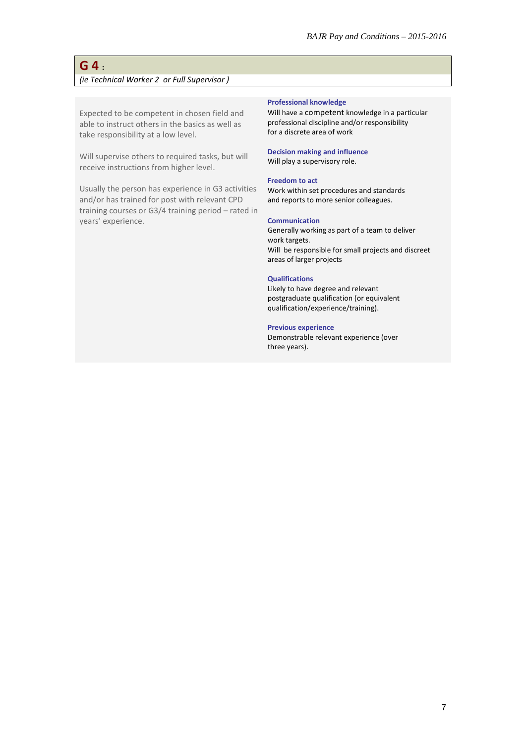## G 4 :

*(ie Technical Worker 2 or Full Supervisor )*

Expected to be competent in chosen field and able to instruct others in the basics as well as take responsibility at a low level.

Will supervise others to required tasks, but will receive instructions from higher level.

Usually the person has experience in G3 activities and/or has trained for post with relevant CPD training courses or G3/4 training period – rated in years' experience.

**Professional knowledge**
Will have a competent knowledge in a particular professional discipline and/or responsibility for a discrete area of work

**Decision making and influence**
Will play a supervisory role.

**Freedom to act**
Work within set procedures and standards and reports to more senior colleagues.

**Communication**
Generally working as part of a team to deliver work targets.
Will be responsible for small projects and discreet areas of larger projects

**Qualifications**
Likely to have degree and relevant postgraduate qualification (or equivalent qualification/experience/training).

**Previous experience**
Demonstrable relevant experience (over three years).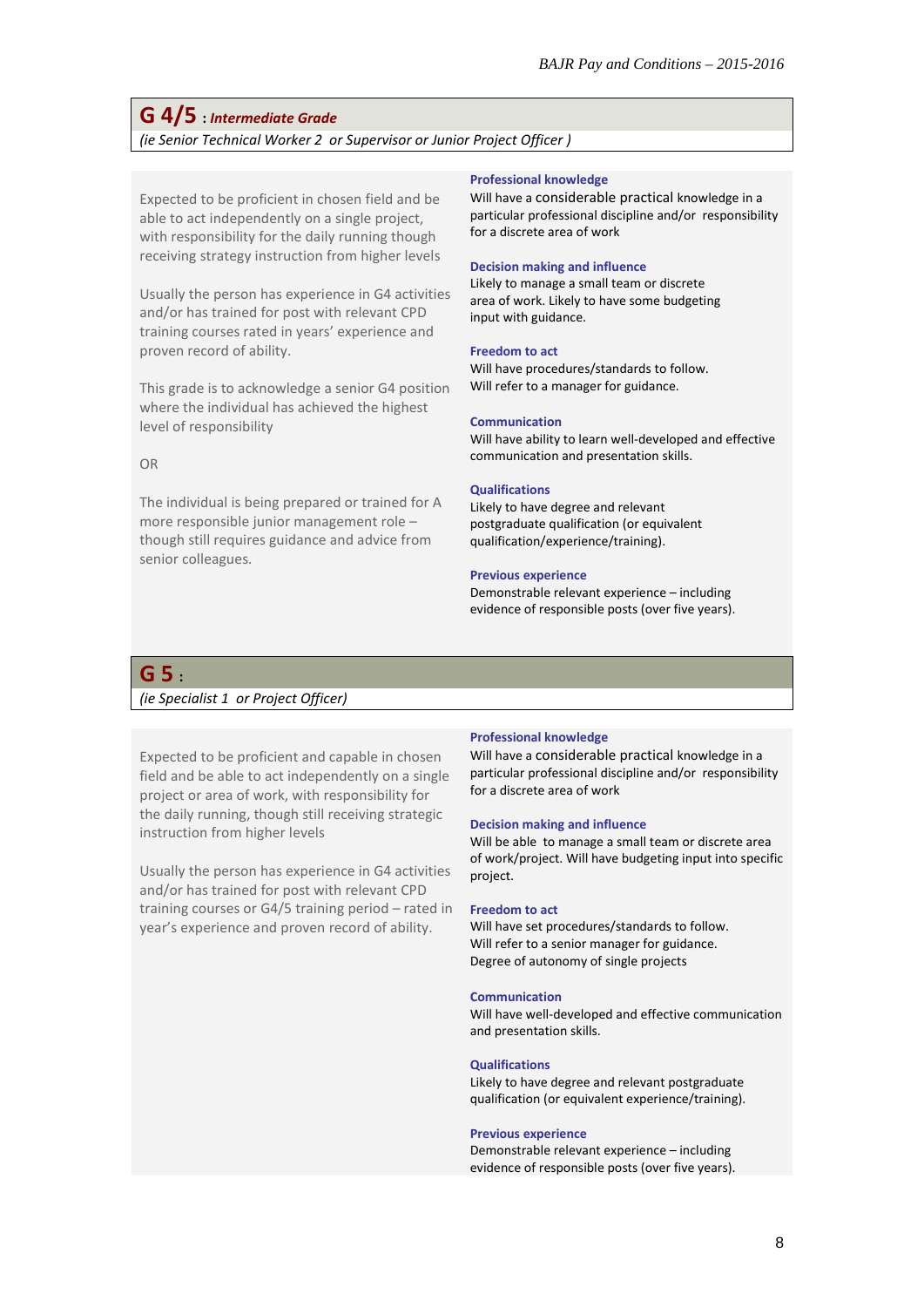## G 4/5 : *Intermediate Grade*

*(ie Senior Technical Worker 2 or Supervisor or Junior Project Officer )*

Expected to be proficient in chosen field and be able to act independently on a single project, with responsibility for the daily running though receiving strategy instruction from higher levels

Usually the person has experience in G4 activities and/or has trained for post with relevant CPD training courses rated in years' experience and proven record of ability.

This grade is to acknowledge a senior G4 position where the individual has achieved the highest level of responsibility

OR

The individual is being prepared or trained for A more responsible junior management role – though still requires guidance and advice from senior colleagues.

**Professional knowledge**
Will have a considerable practical knowledge in a particular professional discipline and/or responsibility for a discrete area of work

**Decision making and influence**
Likely to manage a small team or discrete area of work. Likely to have some budgeting input with guidance.

**Freedom to act**
Will have procedures/standards to follow.
Will refer to a manager for guidance.

**Communication**
Will have ability to learn well-developed and effective communication and presentation skills.

**Qualifications**
Likely to have degree and relevant postgraduate qualification (or equivalent qualification/experience/training).

**Previous experience**
Demonstrable relevant experience – including evidence of responsible posts (over five years).

## G 5 :

*(ie Specialist 1 or Project Officer)*

Expected to be proficient and capable in chosen field and be able to act independently on a single project or area of work, with responsibility for the daily running, though still receiving strategic instruction from higher levels

Usually the person has experience in G4 activities and/or has trained for post with relevant CPD training courses or G4/5 training period – rated in year's experience and proven record of ability.

**Professional knowledge**
Will have a considerable practical knowledge in a particular professional discipline and/or responsibility for a discrete area of work

**Decision making and influence**
Will be able to manage a small team or discrete area of work/project. Will have budgeting input into specific project.

**Freedom to act**
Will have set procedures/standards to follow.
Will refer to a senior manager for guidance.
Degree of autonomy of single projects

**Communication**
Will have well-developed and effective communication and presentation skills.

**Qualifications**
Likely to have degree and relevant postgraduate qualification (or equivalent experience/training).

**Previous experience**
Demonstrable relevant experience – including evidence of responsible posts (over five years).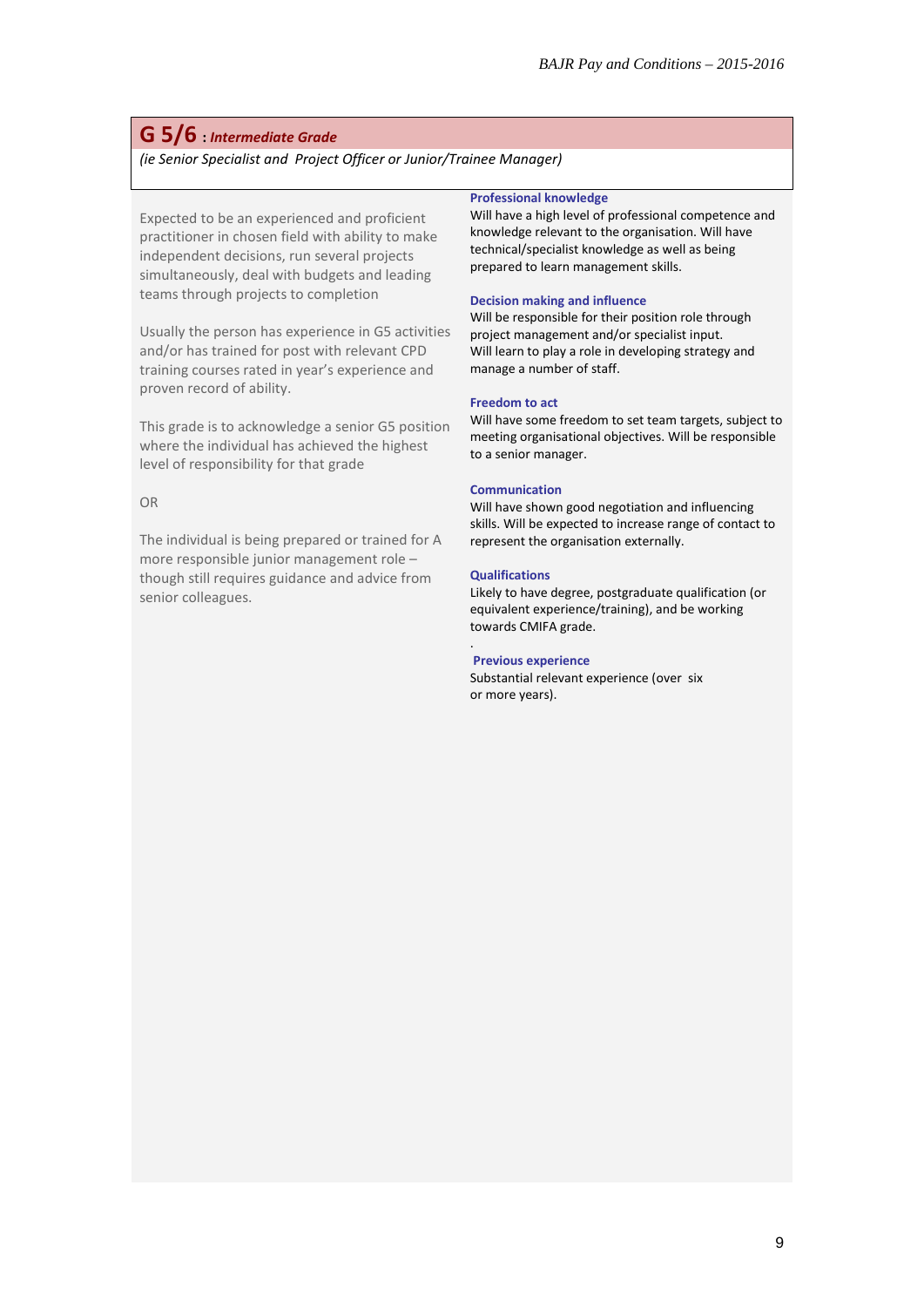## G 5/6 : *Intermediate Grade*

*(ie Senior Specialist and Project Officer or Junior/Trainee Manager)*

Expected to be an experienced and proficient practitioner in chosen field with ability to make independent decisions, run several projects simultaneously, deal with budgets and leading teams through projects to completion

Usually the person has experience in G5 activities and/or has trained for post with relevant CPD training courses rated in year's experience and proven record of ability.

This grade is to acknowledge a senior G5 position where the individual has achieved the highest level of responsibility for that grade

OR

The individual is being prepared or trained for A more responsible junior management role – though still requires guidance and advice from senior colleagues.

**Professional knowledge**

Will have a high level of professional competence and knowledge relevant to the organisation. Will have technical/specialist knowledge as well as being prepared to learn management skills.

**Decision making and influence**

Will be responsible for their position role through project management and/or specialist input.
Will learn to play a role in developing strategy and manage a number of staff.

**Freedom to act**

Will have some freedom to set team targets, subject to meeting organisational objectives. Will be responsible to a senior manager.

**Communication**

Will have shown good negotiation and influencing skills. Will be expected to increase range of contact to represent the organisation externally.

**Qualifications**

Likely to have degree, postgraduate qualification (or equivalent experience/training), and be working towards CMIFA grade.

**Previous experience**

Substantial relevant experience (over six or more years).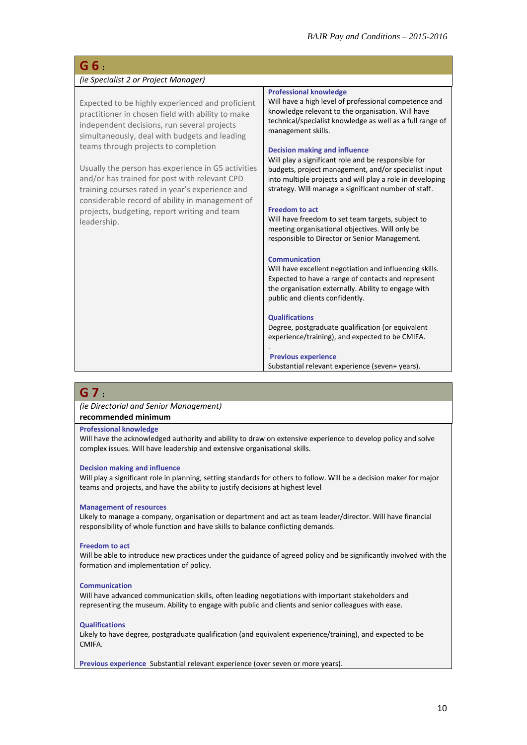## G 6 :

*(ie Specialist 2 or Project Manager)*

Expected to be highly experienced and proficient practitioner in chosen field with ability to make independent decisions, run several projects simultaneously, deal with budgets and leading teams through projects to completion

Usually the person has experience in G5 activities and/or has trained for post with relevant CPD training courses rated in year's experience and considerable record of ability in management of projects, budgeting, report writing and team leadership.

**Professional knowledge**
Will have a high level of professional competence and knowledge relevant to the organisation. Will have technical/specialist knowledge as well as a full range of management skills.

**Decision making and influence**
Will play a significant role and be responsible for budgets, project management, and/or specialist input into multiple projects and will play a role in developing strategy. Will manage a significant number of staff.

**Freedom to act**
Will have freedom to set team targets, subject to meeting organisational objectives. Will only be responsible to Director or Senior Management.

**Communication**
Will have excellent negotiation and influencing skills. Expected to have a range of contacts and represent the organisation externally. Ability to engage with public and clients confidently.

**Qualifications**
Degree, postgraduate qualification (or equivalent experience/training), and expected to be CMIFA.

.

**Previous experience**
Substantial relevant experience (seven+ years).

## G 7 :

*(ie Directorial and Senior Management)*
**recommended minimum**

**Professional knowledge**
Will have the acknowledged authority and ability to draw on extensive experience to develop policy and solve complex issues. Will have leadership and extensive organisational skills.

**Decision making and influence**
Will play a significant role in planning, setting standards for others to follow. Will be a decision maker for major teams and projects, and have the ability to justify decisions at highest level

**Management of resources**
Likely to manage a company, organisation or department and act as team leader/director. Will have financial responsibility of whole function and have skills to balance conflicting demands.

**Freedom to act**
Will be able to introduce new practices under the guidance of agreed policy and be significantly involved with the formation and implementation of policy.

**Communication**
Will have advanced communication skills, often leading negotiations with important stakeholders and representing the museum. Ability to engage with public and clients and senior colleagues with ease.

**Qualifications**
Likely to have degree, postgraduate qualification (and equivalent experience/training), and expected to be CMIFA.

**Previous experience** Substantial relevant experience (over seven or more years).